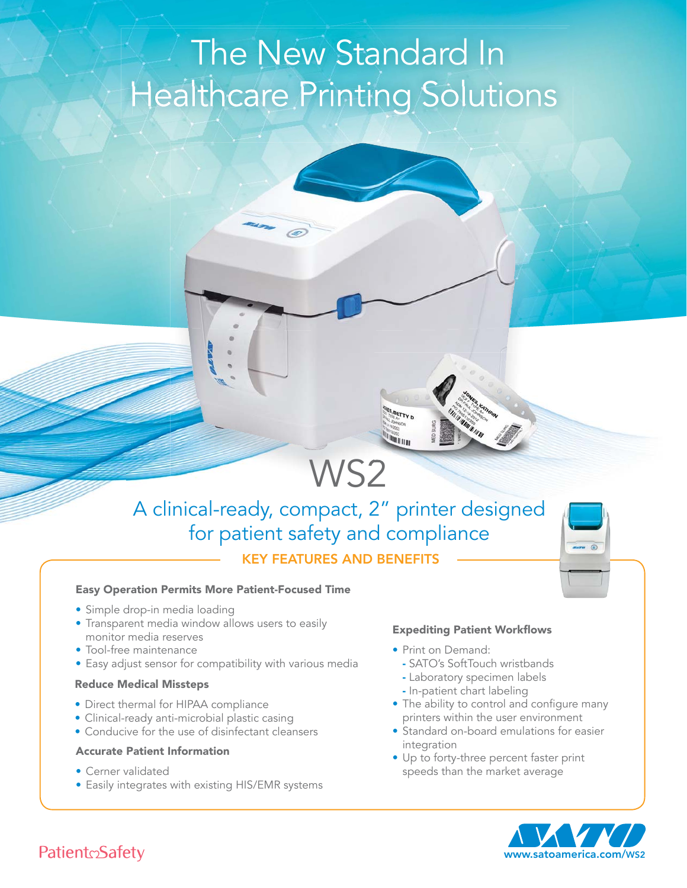# The New Standard In Healthcare Printing Solutions

## WS2

### A clinical-ready, compact, 2" printer designed for patient safety and compliance

### KEY FEATURES AND BENEFITS

**Easy Operation Permits More Patient-Focused Time**

- Simple drop-in media loading
- Transparent media window allows users to easily monitor media reserves
- Tool-free maintenance
- Easy adjust sensor for compatibility with various media

**Reduce Medical Missteps**

- Direct thermal for HIPAA compliance
- Clinical-ready anti-microbial plastic casing
- Conducive for the use of disinfectant cleansers

**Accurate Patient Information**

- Cerner validated
- Easily integrates with existing HIS/EMR systems

**Expediting Patient Workflows**

- Print on Demand:
  - SATO's SoftTouch wristbands
  - Laboratory specimen labels
  - In-patient chart labeling
- The ability to control and configure many printers within the user environment
- Standard on-board emulations for easier integration
- Up to forty-three percent faster print speeds than the market average

PatientSafety

SATO
www.satoamerica.com/WS2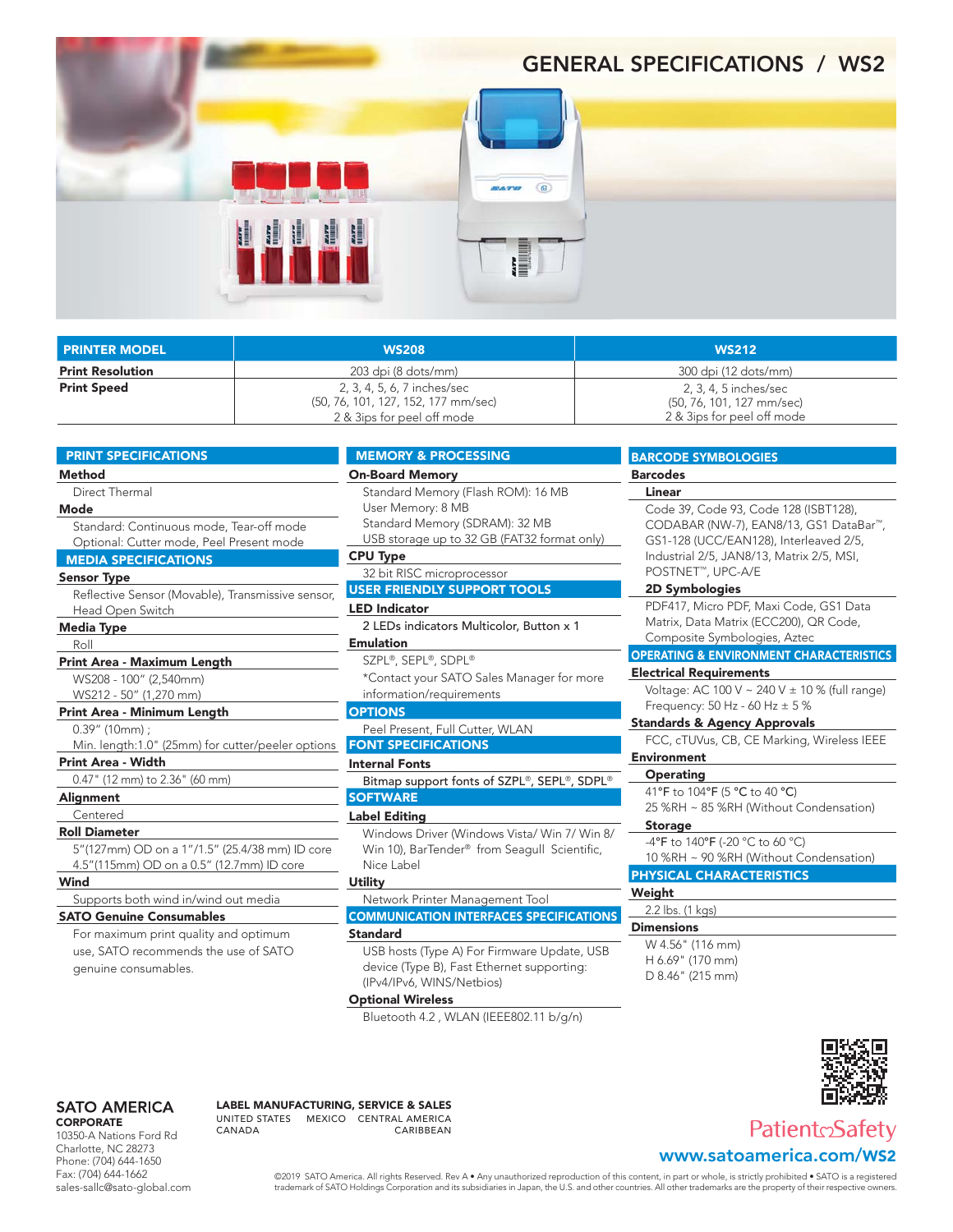# GENERAL SPECIFICATIONS / WS2

| PRINTER MODEL | WS208 | WS212 |
|---|---|---|
| **Print Resolution** | 203 dpi (8 dots/mm) | 300 dpi (12 dots/mm) |
| **Print Speed** | 2, 3, 4, 5, 6, 7 inches/sec (50, 76, 101, 127, 152, 177 mm/sec) 2 & 3ips for peel off mode | 2, 3, 4, 5 inches/sec (50, 76, 101, 127 mm/sec) 2 & 3ips for peel off mode |

## PRINT SPECIFICATIONS

**Method**

Direct Thermal

**Mode**

Standard: Continuous mode, Tear-off mode
Optional: Cutter mode, Peel Present mode

## MEDIA SPECIFICATIONS

**Sensor Type**

Reflective Sensor (Movable), Transmissive sensor, Head Open Switch

**Media Type**

Roll

**Print Area - Maximum Length**

WS208 - 100" (2,540mm)
WS212 - 50" (1,270 mm)

**Print Area - Minimum Length**

0.39" (10mm) ;
Min. length:1.0" (25mm) for cutter/peeler options

**Print Area - Width**

0.47" (12 mm) to 2.36" (60 mm)

**Alignment**

Centered

**Roll Diameter**

5"(127mm) OD on a 1"/1.5" (25.4/38 mm) ID core
4.5"(115mm) OD on a 0.5" (12.7mm) ID core

**Wind**

Supports both wind in/wind out media

**SATO Genuine Consumables**

For maximum print quality and optimum use, SATO recommends the use of SATO genuine consumables.

## MEMORY & PROCESSING

**On-Board Memory**

Standard Memory (Flash ROM): 16 MB
User Memory: 8 MB
Standard Memory (SDRAM): 32 MB
USB storage up to 32 GB (FAT32 format only)

**CPU Type**

32 bit RISC microprocessor

## USER FRIENDLY SUPPORT TOOLS

**LED Indicator**

2 LEDs indicators Multicolor, Button x 1

**Emulation**

SZPL®, SEPL®, SDPL®
*Contact your SATO Sales Manager for more information/requirements

## OPTIONS

Peel Present, Full Cutter, WLAN

## FONT SPECIFICATIONS

**Internal Fonts**

Bitmap support fonts of SZPL®, SEPL®, SDPL®

## SOFTWARE

**Label Editing**

Windows Driver (Windows Vista/ Win 7/ Win 8/ Win 10), BarTender® from Seagull Scientific, Nice Label

**Utility**

Network Printer Management Tool

## COMMUNICATION INTERFACES SPECIFICATIONS

**Standard**

USB hosts (Type A) For Firmware Update, USB device (Type B), Fast Ethernet supporting: (IPv4/IPv6, WINS/Netbios)

**Optional Wireless**

Bluetooth 4.2 , WLAN (IEEE802.11 b/g/n)

## BARCODE SYMBOLOGIES

**Barcodes**

**Linear**

Code 39, Code 93, Code 128 (ISBT128), CODABAR (NW-7), EAN8/13, GS1 DataBar™, GS1-128 (UCC/EAN128), Interleaved 2/5, Industrial 2/5, JAN8/13, Matrix 2/5, MSI, POSTNET™, UPC-A/E

**2D Symbologies**

PDF417, Micro PDF, Maxi Code, GS1 Data Matrix, Data Matrix (ECC200), QR Code, Composite Symbologies, Aztec

## OPERATING & ENVIRONMENT CHARACTERISTICS

**Electrical Requirements**

Voltage: AC 100 V ~ 240 V ± 10 % (full range)
Frequency: 50 Hz - 60 Hz ± 5 %

**Standards & Agency Approvals**

FCC, cTUVus, CB, CE Marking, Wireless IEEE

**Environment**

**Operating**

41°F to 104°F (5 °C to 40 °C)
25 %RH ~ 85 %RH (Without Condensation)

**Storage**

-4°F to 140°F (-20 °C to 60 °C)
10 %RH ~ 90 %RH (Without Condensation)

## PHYSICAL CHARACTERISTICS

**Weight**

2.2 lbs. (1 kgs)

**Dimensions**

W 4.56" (116 mm)
H 6.69" (170 mm)
D 8.46" (215 mm)

**SATO AMERICA**
**CORPORATE**
10350-A Nations Ford Rd
Charlotte, NC 28273
Phone: (704) 644-1650
Fax: (704) 644-1662
sales-sallc@sato-global.com

**LABEL MANUFACTURING, SERVICE & SALES**
UNITED STATES MEXICO CENTRAL AMERICA
CANADA CARIBBEAN

PatientSafety

**www.satoamerica.com/WS2**

©2019 SATO America. All rights Reserved. Rev A • Any unauthorized reproduction of this content, in part or whole, is strictly prohibited • SATO is a registered trademark of SATO Holdings Corporation and its subsidiaries in Japan, the U.S. and other countries. All other trademarks are the property of their respective owners.